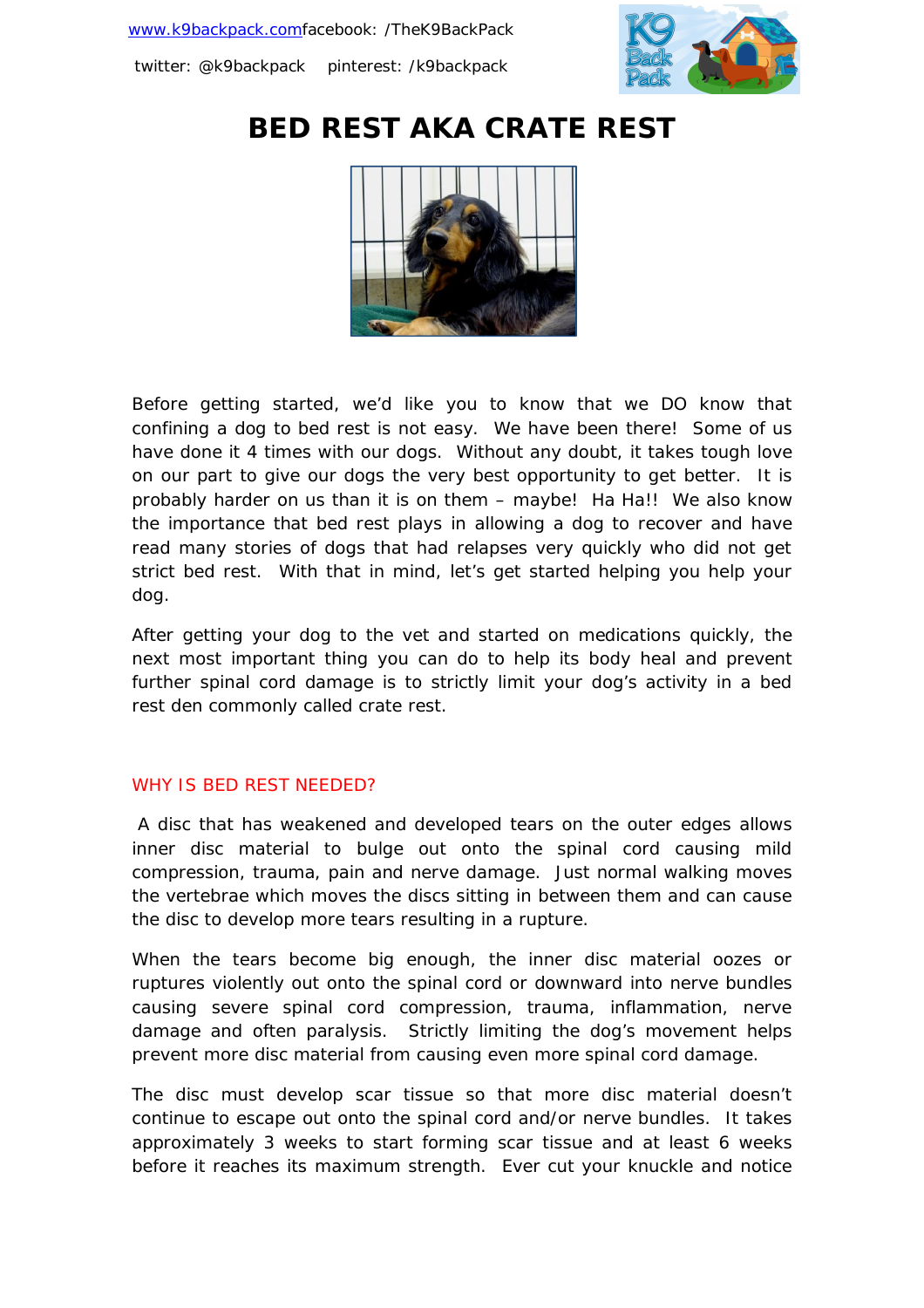www.k9backpack.com facebook: /TheK9BackPack

twitter: @k9backpack pinterest: /k9backpack

# BED REST AKA CRATE REST

Before getting started, we'd like you to know that we DO know that confining a dog to bed rest is not easy. We have been there! Some of us have done it 4 times with our dogs. Without any doubt, it takes tough love on our part to give our dogs the very best opportunity to get better. It is probably harder on us than it is on them – maybe! Ha Ha!! We also know the importance that bed rest plays in allowing a dog to recover and have read many stories of dogs that had relapses very quickly who did not get strict bed rest. With that in mind, let's get started helping you help your dog.

After getting your dog to the vet and started on medications quickly, the next most important thing you can do to help its body heal and prevent further spinal cord damage is to strictly limit your dog's activity in a bed rest den commonly called crate rest.

## WHY IS BED REST NEEDED?

A disc that has weakened and developed tears on the outer edges allows inner disc material to bulge out onto the spinal cord causing mild compression, trauma, pain and nerve damage. Just normal walking moves the vertebrae which moves the discs sitting in between them and can cause the disc to develop more tears resulting in a rupture.

When the tears become big enough, the inner disc material oozes or ruptures violently out onto the spinal cord or downward into nerve bundles causing severe spinal cord compression, trauma, inflammation, nerve damage and often paralysis. Strictly limiting the dog's movement helps prevent more disc material from causing even more spinal cord damage.

The disc must develop scar tissue so that more disc material doesn't continue to escape out onto the spinal cord and/or nerve bundles. It takes approximately 3 weeks to start forming scar tissue and at least 6 weeks before it reaches its maximum strength. Ever cut your knuckle and notice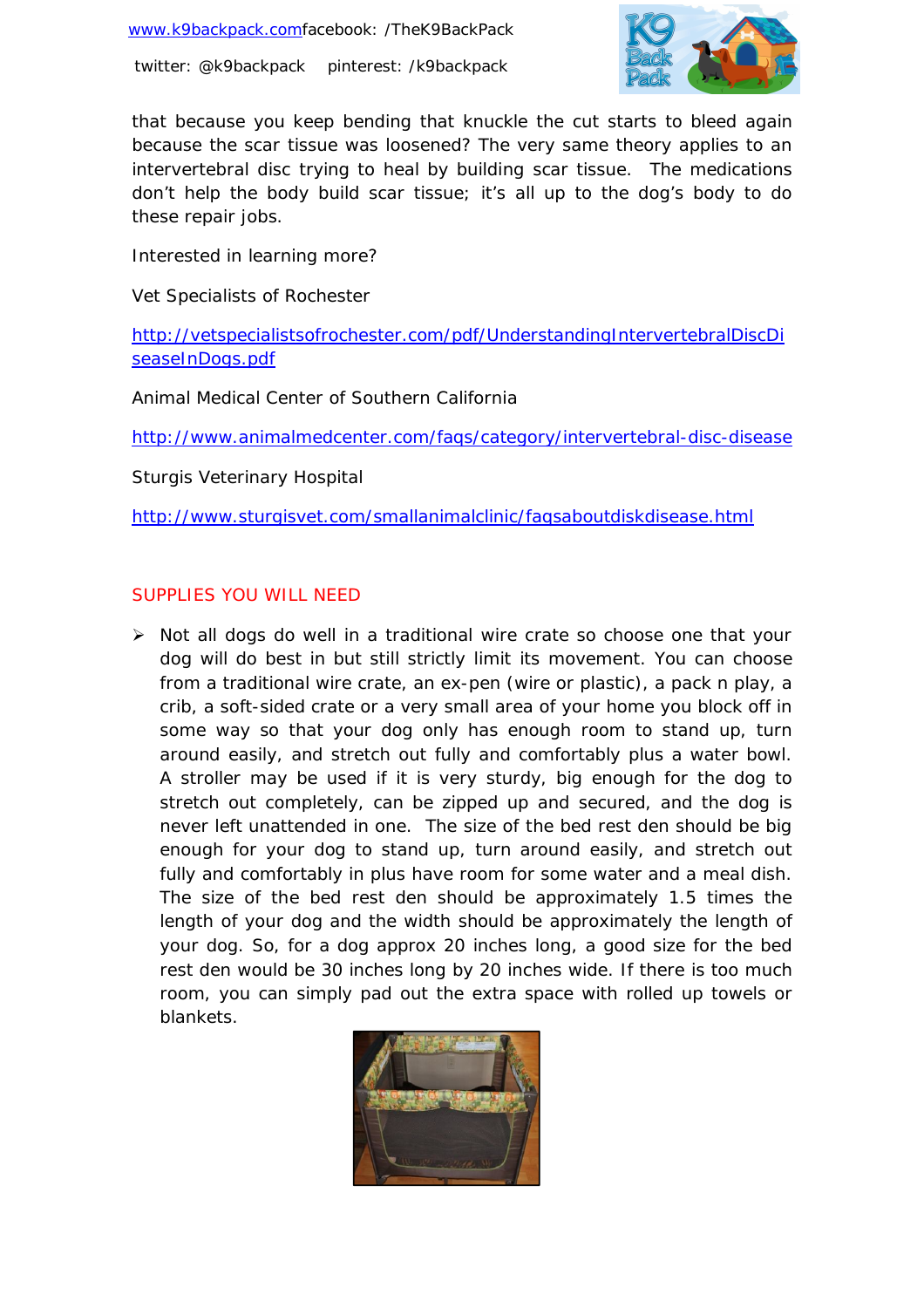that because you keep bending that knuckle the cut starts to bleed again because the scar tissue was loosened? The very same theory applies to an intervertebral disc trying to heal by building scar tissue.  The medications don't help the body build scar tissue; it's all up to the dog's body to do these repair jobs.

Interested in learning more?

Vet Specialists of Rochester

http://vetspecialistsofrochester.com/pdf/UnderstandingIntervertebralDiscDiseaseInDogs.pdf

Animal Medical Center of Southern California

http://www.animalmedcenter.com/faqs/category/intervertebral-disc-disease

Sturgis Veterinary Hospital

http://www.sturgisvet.com/smallanimalclinic/faqsaboutdiskdisease.html

## SUPPLIES YOU WILL NEED

- Not all dogs do well in a traditional wire crate so choose one that your dog will do best in but still strictly limit its movement. You can choose from a traditional wire crate, an ex-pen (wire or plastic), a pack n play, a crib, a soft-sided crate or a very small area of your home you block off in some way so that your dog only has enough room to stand up, turn around easily, and stretch out fully and comfortably plus a water bowl. A stroller may be used if it is very sturdy, big enough for the dog to stretch out completely, can be zipped up and secured, and the dog is never left unattended in one.  The size of the bed rest den should be big enough for your dog to stand up, turn around easily, and stretch out fully and comfortably in plus have room for some water and a meal dish. The size of the bed rest den should be approximately 1.5 times the length of your dog and the width should be approximately the length of your dog. So, for a dog approx 20 inches long, a good size for the bed rest den would be 30 inches long by 20 inches wide. If there is too much room, you can simply pad out the extra space with rolled up towels or blankets.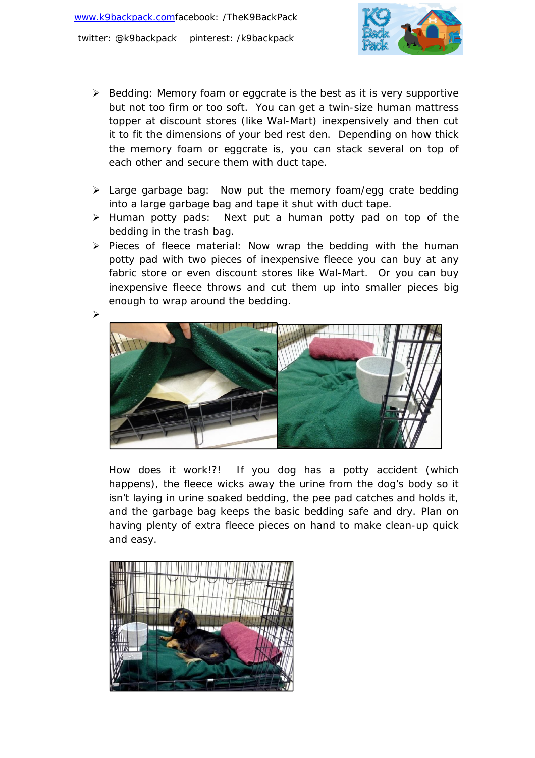- Bedding: Memory foam or eggcrate is the best as it is very supportive but not too firm or too soft. You can get a twin-size human mattress topper at discount stores (like Wal-Mart) inexpensively and then cut it to fit the dimensions of your bed rest den. Depending on how thick the memory foam or eggcrate is, you can stack several on top of each other and secure them with duct tape.

- Large garbage bag: Now put the memory foam/egg crate bedding into a large garbage bag and tape it shut with duct tape.
- Human potty pads: Next put a human potty pad on top of the bedding in the trash bag.
- Pieces of fleece material: Now wrap the bedding with the human potty pad with two pieces of inexpensive fleece you can buy at any fabric store or even discount stores like Wal-Mart. Or you can buy inexpensive fleece throws and cut them up into smaller pieces big enough to wrap around the bedding.
-

How does it work!?! If you dog has a potty accident (which happens), the fleece wicks away the urine from the dog's body so it isn't laying in urine soaked bedding, the pee pad catches and holds it, and the garbage bag keeps the basic bedding safe and dry. Plan on having plenty of extra fleece pieces on hand to make clean-up quick and easy.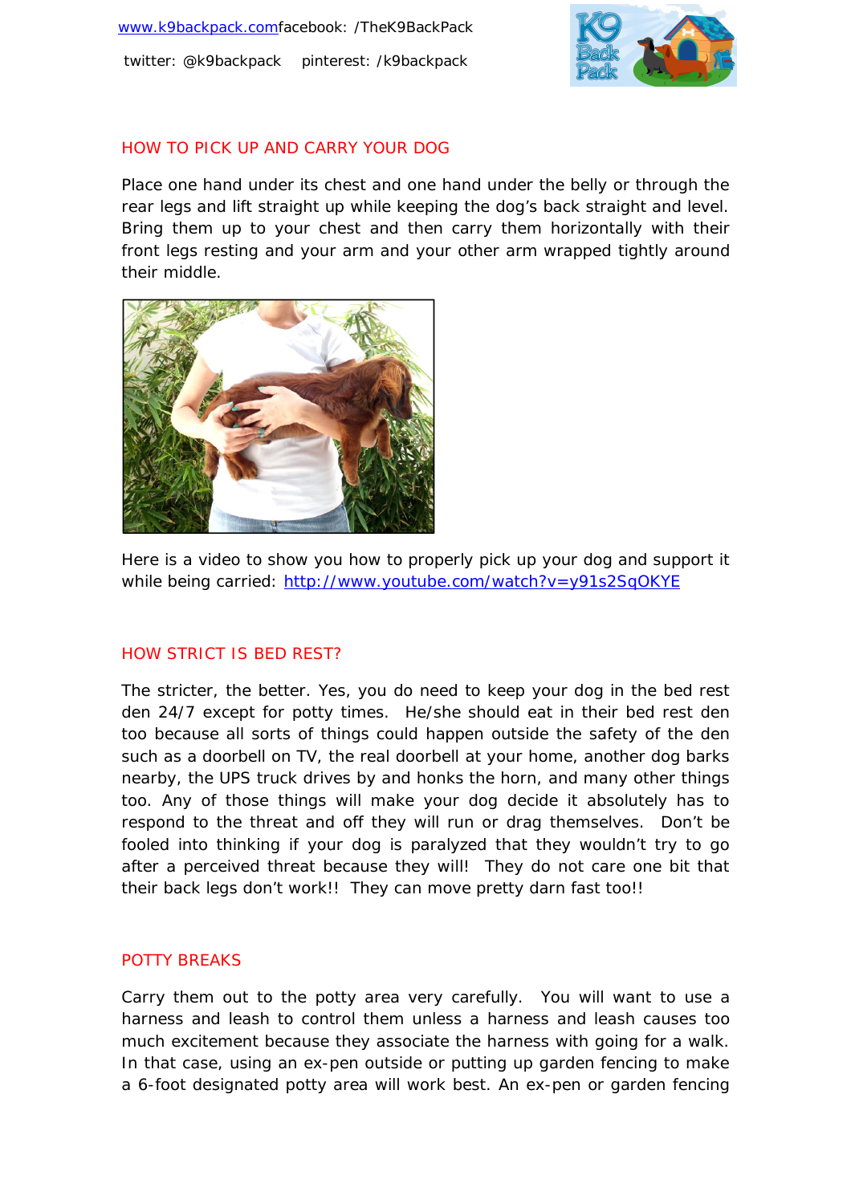## HOW TO PICK UP AND CARRY YOUR DOG

Place one hand under its chest and one hand under the belly or through the rear legs and lift straight up while keeping the dog's back straight and level. Bring them up to your chest and then carry them horizontally with their front legs resting and your arm and your other arm wrapped tightly around their middle.

Here is a video to show you how to properly pick up your dog and support it while being carried: http://www.youtube.com/watch?v=y91s2SqOKYE

## HOW STRICT IS BED REST?

The stricter, the better. Yes, you do need to keep your dog in the bed rest den 24/7 except for potty times. He/she should eat in their bed rest den too because all sorts of things could happen outside the safety of the den such as a doorbell on TV, the real doorbell at your home, another dog barks nearby, the UPS truck drives by and honks the horn, and many other things too. Any of those things will make your dog decide it absolutely has to respond to the threat and off they will run or drag themselves. Don't be fooled into thinking if your dog is paralyzed that they wouldn't try to go after a perceived threat because they will! They do not care one bit that their back legs don't work!! They can move pretty darn fast too!!

## POTTY BREAKS

Carry them out to the potty area very carefully. You will want to use a harness and leash to control them unless a harness and leash causes too much excitement because they associate the harness with going for a walk. In that case, using an ex-pen outside or putting up garden fencing to make a 6-foot designated potty area will work best. An ex-pen or garden fencing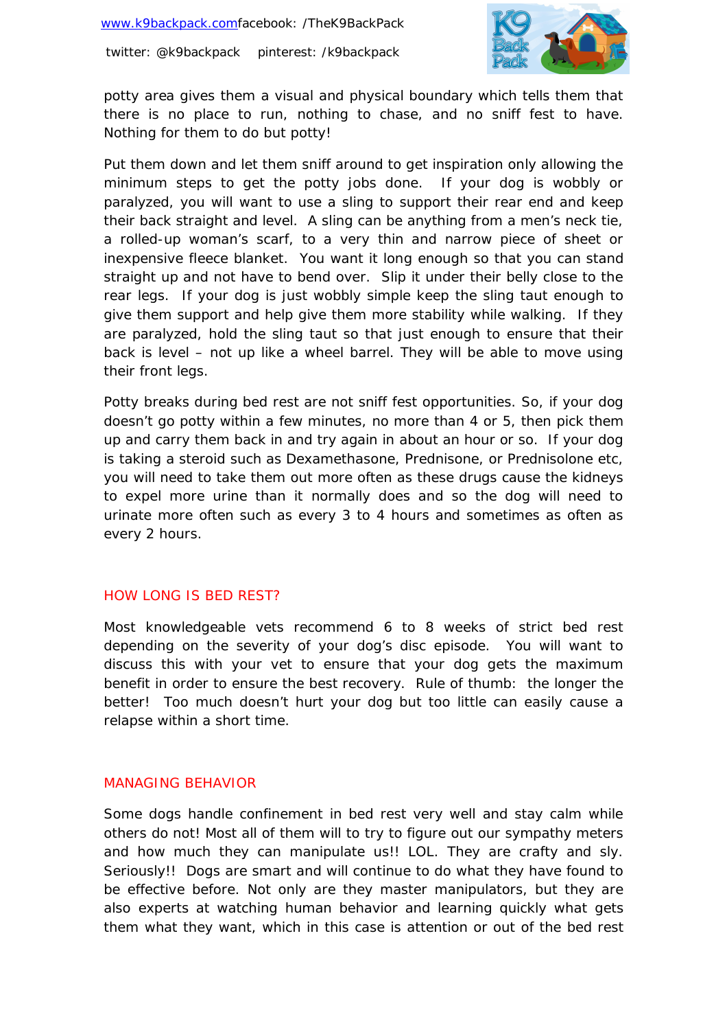potty area gives them a visual and physical boundary which tells them that there is no place to run, nothing to chase, and no sniff fest to have. Nothing for them to do but potty!

Put them down and let them sniff around to get inspiration only allowing the minimum steps to get the potty jobs done. If your dog is wobbly or paralyzed, you will want to use a sling to support their rear end and keep their back straight and level. A sling can be anything from a men's neck tie, a rolled-up woman's scarf, to a very thin and narrow piece of sheet or inexpensive fleece blanket. You want it long enough so that you can stand straight up and not have to bend over. Slip it under their belly close to the rear legs. If your dog is just wobbly simple keep the sling taut enough to give them support and help give them more stability while walking. If they are paralyzed, hold the sling taut so that just enough to ensure that their back is level – not up like a wheel barrel. They will be able to move using their front legs.

Potty breaks during bed rest are not sniff fest opportunities. So, if your dog doesn't go potty within a few minutes, no more than 4 or 5, then pick them up and carry them back in and try again in about an hour or so. If your dog is taking a steroid such as Dexamethasone, Prednisone, or Prednisolone etc, you will need to take them out more often as these drugs cause the kidneys to expel more urine than it normally does and so the dog will need to urinate more often such as every 3 to 4 hours and sometimes as often as every 2 hours.

## HOW LONG IS BED REST?

Most knowledgeable vets recommend 6 to 8 weeks of strict bed rest depending on the severity of your dog's disc episode. You will want to discuss this with your vet to ensure that your dog gets the maximum benefit in order to ensure the best recovery. Rule of thumb: the longer the better! Too much doesn't hurt your dog but too little can easily cause a relapse within a short time.

## MANAGING BEHAVIOR

Some dogs handle confinement in bed rest very well and stay calm while others do not! Most all of them will to try to figure out our sympathy meters and how much they can manipulate us!! LOL. They are crafty and sly. Seriously!! Dogs are smart and will continue to do what they have found to be effective before. Not only are they master manipulators, but they are also experts at watching human behavior and learning quickly what gets them what they want, which in this case is attention or out of the bed rest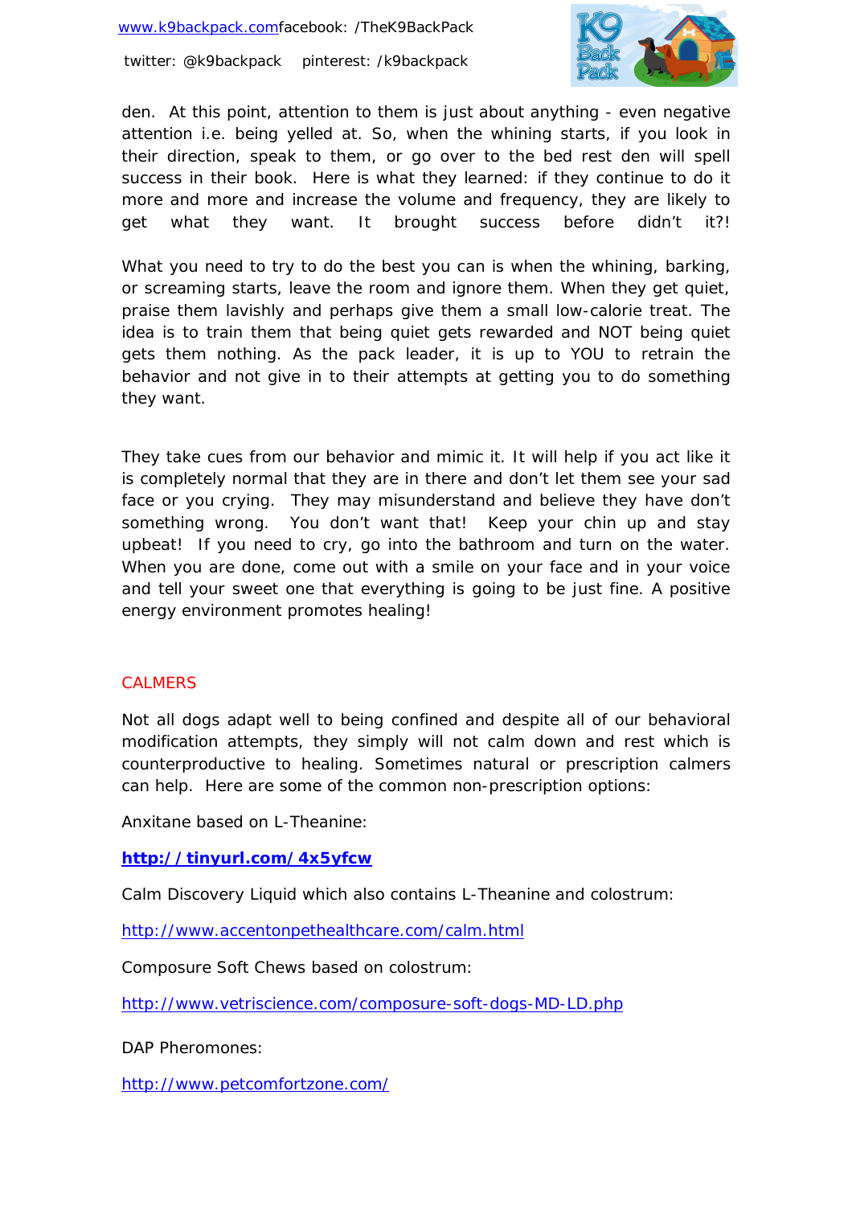den. At this point, attention to them is just about anything - even negative attention i.e. being yelled at. So, when the whining starts, if you look in their direction, speak to them, or go over to the bed rest den will spell success in their book. Here is what they learned: if they continue to do it more and more and increase the volume and frequency, they are likely to get what they want. It brought success before didn't it?!

What you need to try to do the best you can is when the whining, barking, or screaming starts, leave the room and ignore them. When they get quiet, praise them lavishly and perhaps give them a small low-calorie treat. The idea is to train them that being quiet gets rewarded and NOT being quiet gets them nothing. As the pack leader, it is up to YOU to retrain the behavior and not give in to their attempts at getting you to do something they want.

They take cues from our behavior and mimic it. It will help if you act like it is completely normal that they are in there and don't let them see your sad face or you crying. They may misunderstand and believe they have don't something wrong. You don't want that! Keep your chin up and stay upbeat! If you need to cry, go into the bathroom and turn on the water. When you are done, come out with a smile on your face and in your voice and tell your sweet one that everything is going to be just fine. A positive energy environment promotes healing!

## CALMERS

Not all dogs adapt well to being confined and despite all of our behavioral modification attempts, they simply will not calm down and rest which is counterproductive to healing. Sometimes natural or prescription calmers can help. Here are some of the common non-prescription options:

Anxitane based on L-Theanine:

**http://tinyurl.com/4x5yfcw**

Calm Discovery Liquid which also contains L-Theanine and colostrum:

http://www.accentonpethealthcare.com/calm.html

Composure Soft Chews based on colostrum:

http://www.vetriscience.com/composure-soft-dogs-MD-LD.php

DAP Pheromones:

http://www.petcomfortzone.com/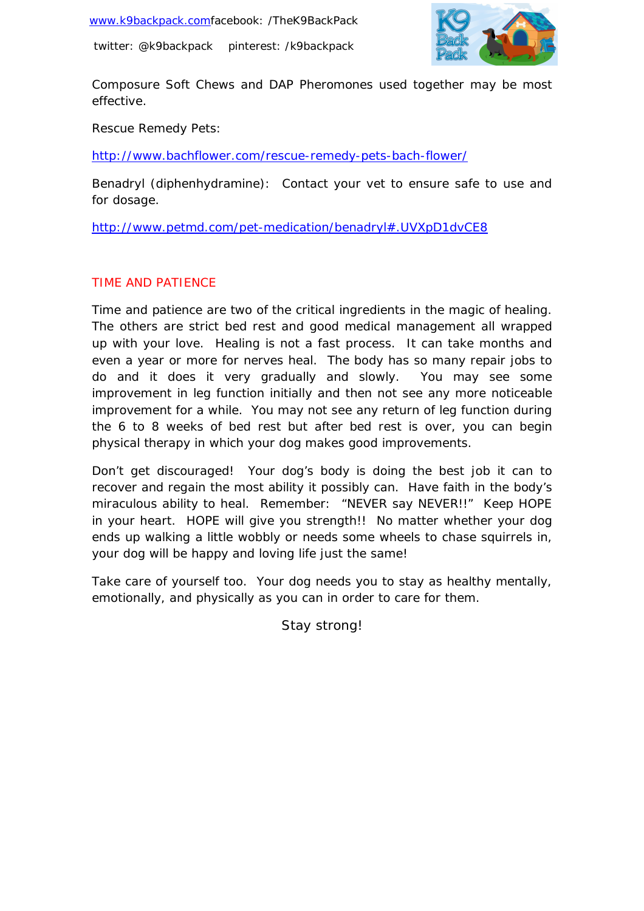Composure Soft Chews and DAP Pheromones used together may be most effective.

Rescue Remedy Pets:

http://www.bachflower.com/rescue-remedy-pets-bach-flower/

Benadryl (diphenhydramine): Contact your vet to ensure safe to use and for dosage.

http://www.petmd.com/pet-medication/benadryl#.UVXpD1dvCE8

## TIME AND PATIENCE

Time and patience are two of the critical ingredients in the magic of healing. The others are strict bed rest and good medical management all wrapped up with your love. Healing is not a fast process. It can take months and even a year or more for nerves heal. The body has so many repair jobs to do and it does it very gradually and slowly. You may see some improvement in leg function initially and then not see any more noticeable improvement for a while. You may not see any return of leg function during the 6 to 8 weeks of bed rest but after bed rest is over, you can begin physical therapy in which your dog makes good improvements.

Don't get discouraged! Your dog's body is doing the best job it can to recover and regain the most ability it possibly can. Have faith in the body's miraculous ability to heal. Remember: "NEVER say NEVER!!" Keep HOPE in your heart. HOPE will give you strength!! No matter whether your dog ends up walking a little wobbly or needs some wheels to chase squirrels in, your dog will be happy and loving life just the same!

Take care of yourself too. Your dog needs you to stay as healthy mentally, emotionally, and physically as you can in order to care for them.

Stay strong!